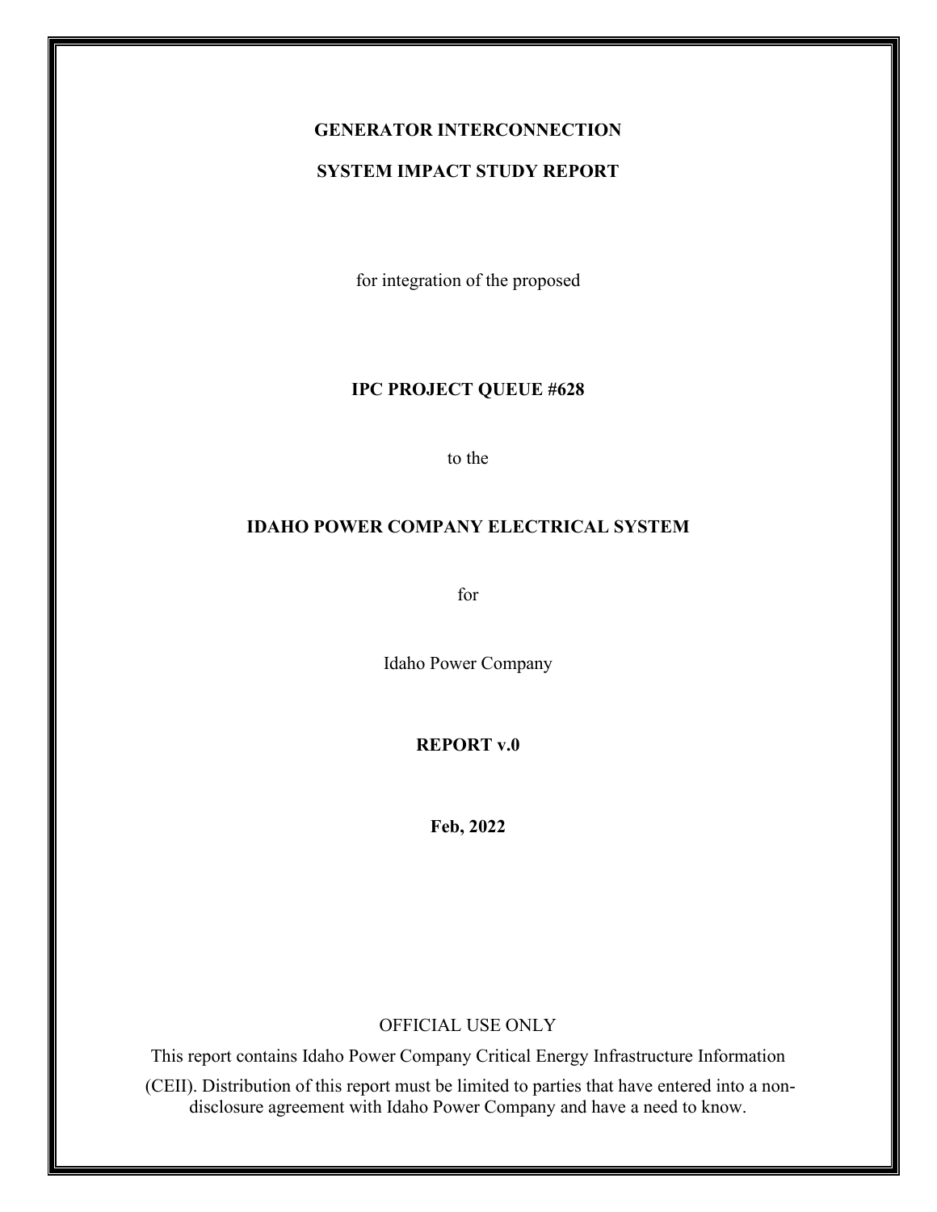**GENERATOR INTERCONNECTION**

**SYSTEM IMPACT STUDY REPORT**

for integration of the proposed

**IPC PROJECT QUEUE #628**

to the

**IDAHO POWER COMPANY ELECTRICAL SYSTEM**

for

Idaho Power Company

**REPORT v.0**

**Feb, 2022**

OFFICIAL USE ONLY

This report contains Idaho Power Company Critical Energy Infrastructure Information (CEII). Distribution of this report must be limited to parties that have entered into a non-disclosure agreement with Idaho Power Company and have a need to know.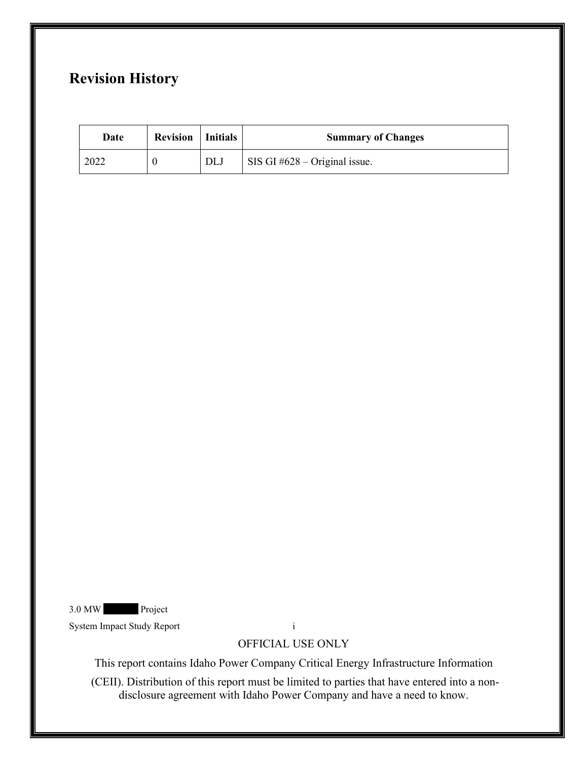# Revision History

| Date | Revision | Initials | Summary of Changes |
|---|---|---|---|
| 2022 | 0 | DLJ | SIS GI #628 – Original issue. |

OFFICIAL USE ONLY

This report contains Idaho Power Company Critical Energy Infrastructure Information (CEII). Distribution of this report must be limited to parties that have entered into a non-disclosure agreement with Idaho Power Company and have a need to know.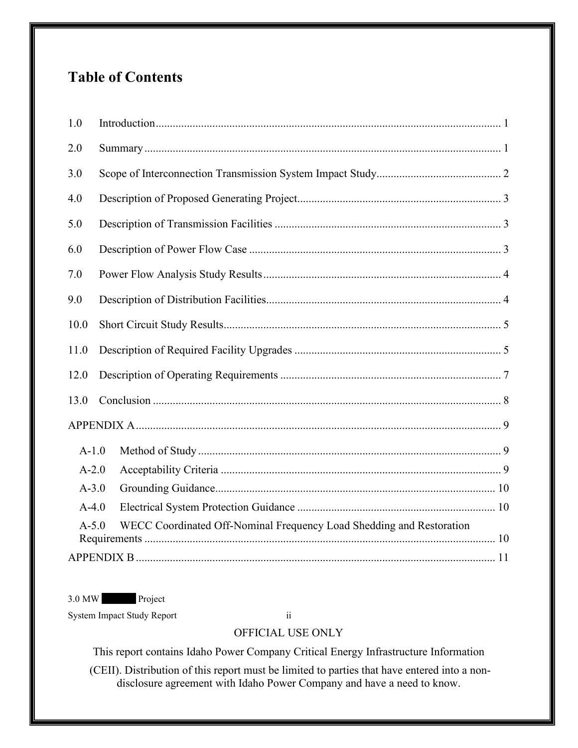# Table of Contents

1.0 Introduction ........................................................................................................................ 1

2.0 Summary ............................................................................................................................. 1

3.0 Scope of Interconnection Transmission System Impact Study ............................................ 2

4.0 Description of Proposed Generating Project ....................................................................... 3

5.0 Description of Transmission Facilities ............................................................................... 3

6.0 Description of Power Flow Case ........................................................................................ 3

7.0 Power Flow Analysis Study Results ................................................................................... 4

9.0 Description of Distribution Facilities .................................................................................. 4

10.0 Short Circuit Study Results ................................................................................................. 5

11.0 Description of Required Facility Upgrades ........................................................................ 5

12.0 Description of Operating Requirements ............................................................................. 7

13.0 Conclusion .......................................................................................................................... 8

APPENDIX A ............................................................................................................................... 9

- A-1.0 Method of Study ........................................................................................................... 9
- A-2.0 Acceptability Criteria ................................................................................................... 9
- A-3.0 Grounding Guidance .................................................................................................. 10
- A-4.0 Electrical System Protection Guidance ...................................................................... 10
- A-5.0 WECC Coordinated Off-Nominal Frequency Load Shedding and Restoration Requirements ........................................................................................................................... 10

APPENDIX B ............................................................................................................................. 11

OFFICIAL USE ONLY

This report contains Idaho Power Company Critical Energy Infrastructure Information (CEII). Distribution of this report must be limited to parties that have entered into a non-disclosure agreement with Idaho Power Company and have a need to know.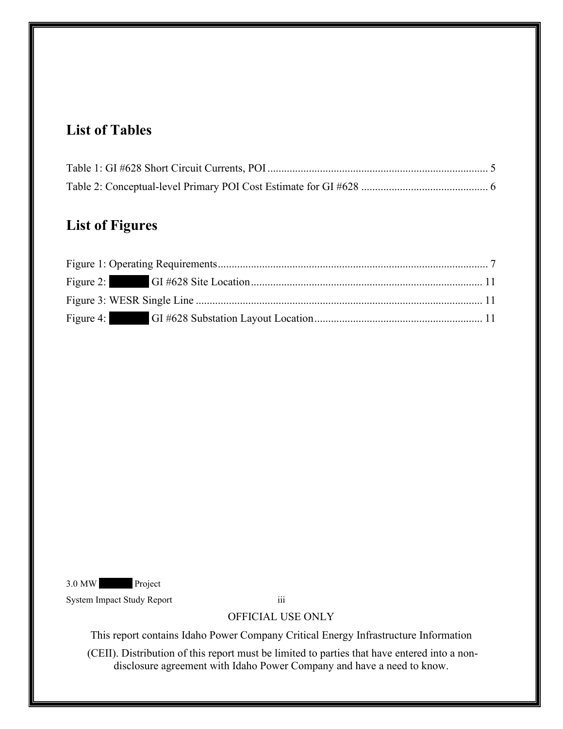## List of Tables

Table 1: GI #628 Short Circuit Currents, POI ............................................................................... 5

Table 2: Conceptual-level Primary POI Cost Estimate for GI #628 ............................................. 6

## List of Figures

Figure 1: Operating Requirements................................................................................................. 7

Figure 2: ██████ GI #628 Site Location................................................................................... 11

Figure 3: WESR Single Line ....................................................................................................... 11

Figure 4: ██████ GI #628 Substation Layout Location............................................................ 11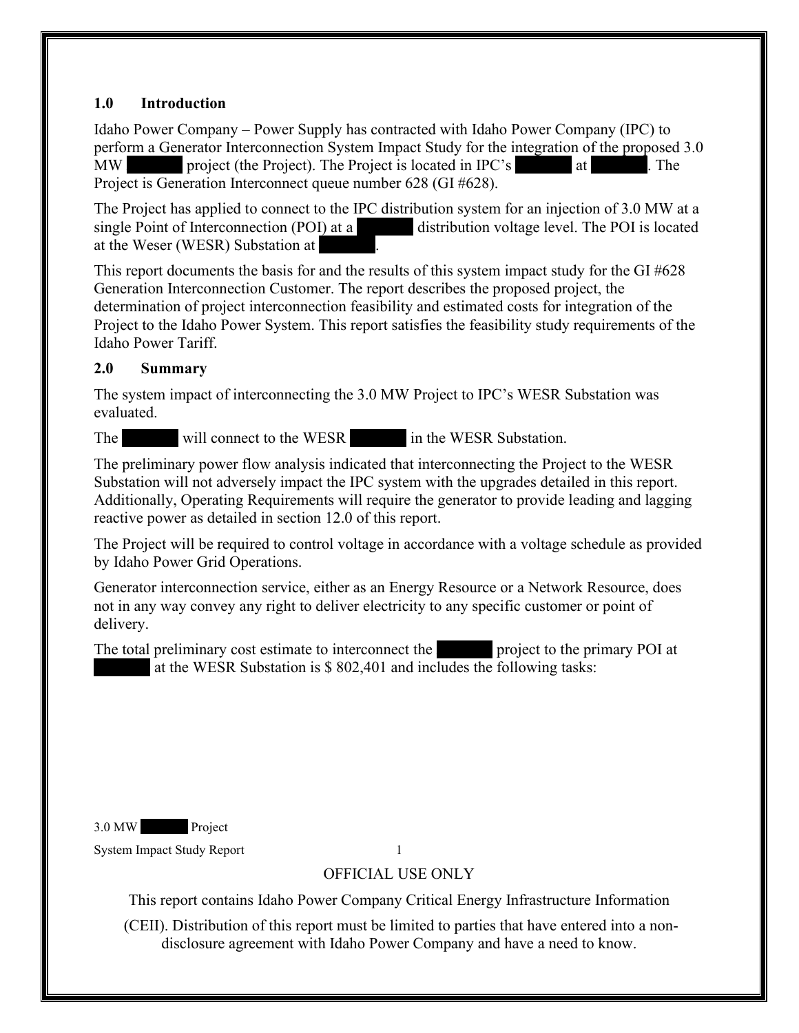## 1.0 Introduction

Idaho Power Company – Power Supply has contracted with Idaho Power Company (IPC) to perform a Generator Interconnection System Impact Study for the integration of the proposed 3.0 MW ██████ project (the Project). The Project is located in IPC's ██████ at ██████. The Project is Generation Interconnect queue number 628 (GI #628).

The Project has applied to connect to the IPC distribution system for an injection of 3.0 MW at a single Point of Interconnection (POI) at a ██████ distribution voltage level. The POI is located at the Weser (WESR) Substation at ██████.

This report documents the basis for and the results of this system impact study for the GI #628 Generation Interconnection Customer. The report describes the proposed project, the determination of project interconnection feasibility and estimated costs for integration of the Project to the Idaho Power System. This report satisfies the feasibility study requirements of the Idaho Power Tariff.

## 2.0 Summary

The system impact of interconnecting the 3.0 MW Project to IPC's WESR Substation was evaluated.

The ██████ will connect to the WESR ██████ in the WESR Substation.

The preliminary power flow analysis indicated that interconnecting the Project to the WESR Substation will not adversely impact the IPC system with the upgrades detailed in this report. Additionally, Operating Requirements will require the generator to provide leading and lagging reactive power as detailed in section 12.0 of this report.

The Project will be required to control voltage in accordance with a voltage schedule as provided by Idaho Power Grid Operations.

Generator interconnection service, either as an Energy Resource or a Network Resource, does not in any way convey any right to deliver electricity to any specific customer or point of delivery.

The total preliminary cost estimate to interconnect the ██████ project to the primary POI at ██████ at the WESR Substation is $ 802,401 and includes the following tasks:

OFFICIAL USE ONLY

This report contains Idaho Power Company Critical Energy Infrastructure Information (CEII). Distribution of this report must be limited to parties that have entered into a non-disclosure agreement with Idaho Power Company and have a need to know.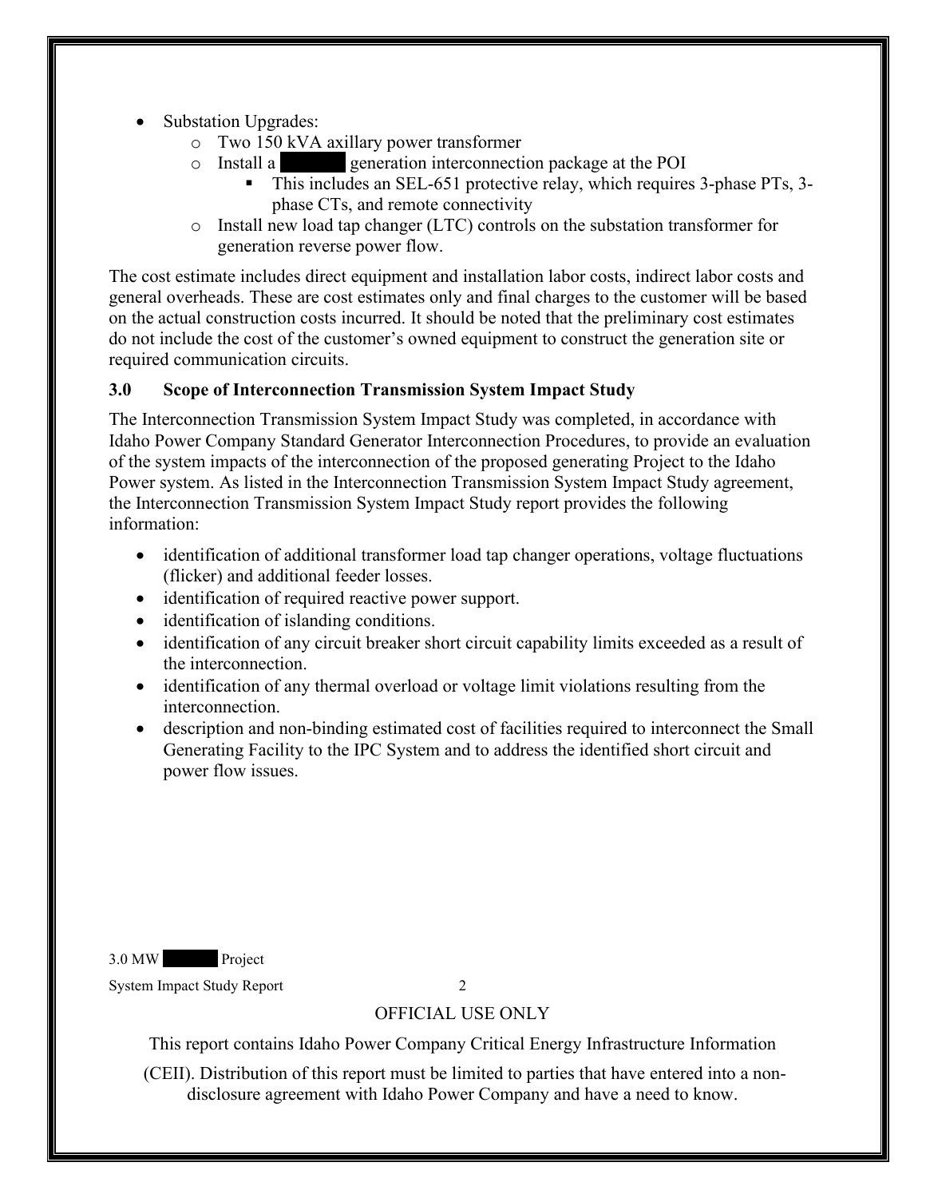- Substation Upgrades:
    - Two 150 kVA axillary power transformer
    - Install a [REDACTED] generation interconnection package at the POI
        - This includes an SEL-651 protective relay, which requires 3-phase PTs, 3-phase CTs, and remote connectivity
    - Install new load tap changer (LTC) controls on the substation transformer for generation reverse power flow.

The cost estimate includes direct equipment and installation labor costs, indirect labor costs and general overheads. These are cost estimates only and final charges to the customer will be based on the actual construction costs incurred. It should be noted that the preliminary cost estimates do not include the cost of the customer's owned equipment to construct the generation site or required communication circuits.

### 3.0 Scope of Interconnection Transmission System Impact Study

The Interconnection Transmission System Impact Study was completed, in accordance with Idaho Power Company Standard Generator Interconnection Procedures, to provide an evaluation of the system impacts of the interconnection of the proposed generating Project to the Idaho Power system. As listed in the Interconnection Transmission System Impact Study agreement, the Interconnection Transmission System Impact Study report provides the following information:

- identification of additional transformer load tap changer operations, voltage fluctuations (flicker) and additional feeder losses.
- identification of required reactive power support.
- identification of islanding conditions.
- identification of any circuit breaker short circuit capability limits exceeded as a result of the interconnection.
- identification of any thermal overload or voltage limit violations resulting from the interconnection.
- description and non-binding estimated cost of facilities required to interconnect the Small Generating Facility to the IPC System and to address the identified short circuit and power flow issues.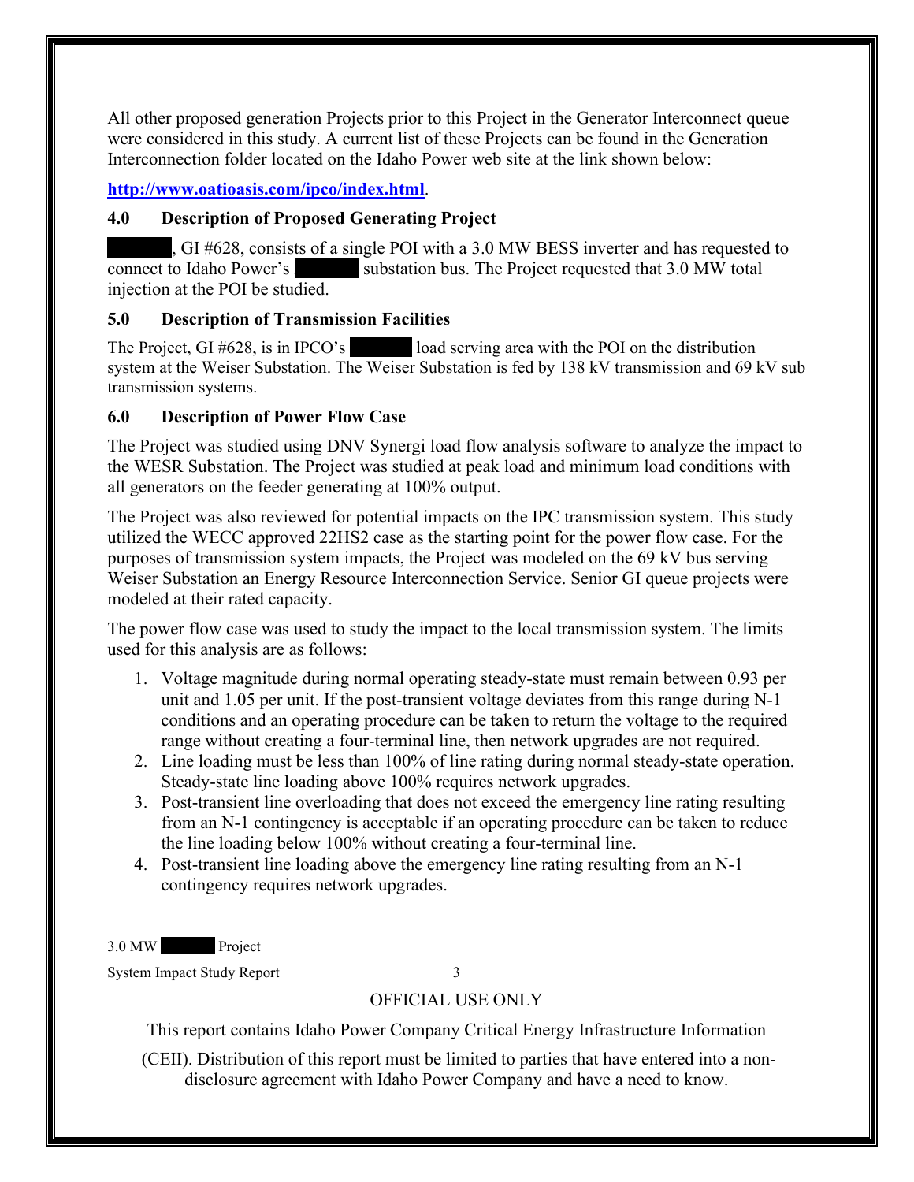All other proposed generation Projects prior to this Project in the Generator Interconnect queue were considered in this study. A current list of these Projects can be found in the Generation Interconnection folder located on the Idaho Power web site at the link shown below:

**http://www.oatioasis.com/ipco/index.html**.

## 4.0 Description of Proposed Generating Project

██████, GI #628, consists of a single POI with a 3.0 MW BESS inverter and has requested to connect to Idaho Power's ██████ substation bus. The Project requested that 3.0 MW total injection at the POI be studied.

## 5.0 Description of Transmission Facilities

The Project, GI #628, is in IPCO's ██████ load serving area with the POI on the distribution system at the Weiser Substation. The Weiser Substation is fed by 138 kV transmission and 69 kV sub transmission systems.

## 6.0 Description of Power Flow Case

The Project was studied using DNV Synergi load flow analysis software to analyze the impact to the WESR Substation. The Project was studied at peak load and minimum load conditions with all generators on the feeder generating at 100% output.

The Project was also reviewed for potential impacts on the IPC transmission system. This study utilized the WECC approved 22HS2 case as the starting point for the power flow case. For the purposes of transmission system impacts, the Project was modeled on the 69 kV bus serving Weiser Substation an Energy Resource Interconnection Service. Senior GI queue projects were modeled at their rated capacity.

The power flow case was used to study the impact to the local transmission system. The limits used for this analysis are as follows:

1. Voltage magnitude during normal operating steady-state must remain between 0.93 per unit and 1.05 per unit. If the post-transient voltage deviates from this range during N-1 conditions and an operating procedure can be taken to return the voltage to the required range without creating a four-terminal line, then network upgrades are not required.
2. Line loading must be less than 100% of line rating during normal steady-state operation. Steady-state line loading above 100% requires network upgrades.
3. Post-transient line overloading that does not exceed the emergency line rating resulting from an N-1 contingency is acceptable if an operating procedure can be taken to reduce the line loading below 100% without creating a four-terminal line.
4. Post-transient line loading above the emergency line rating resulting from an N-1 contingency requires network upgrades.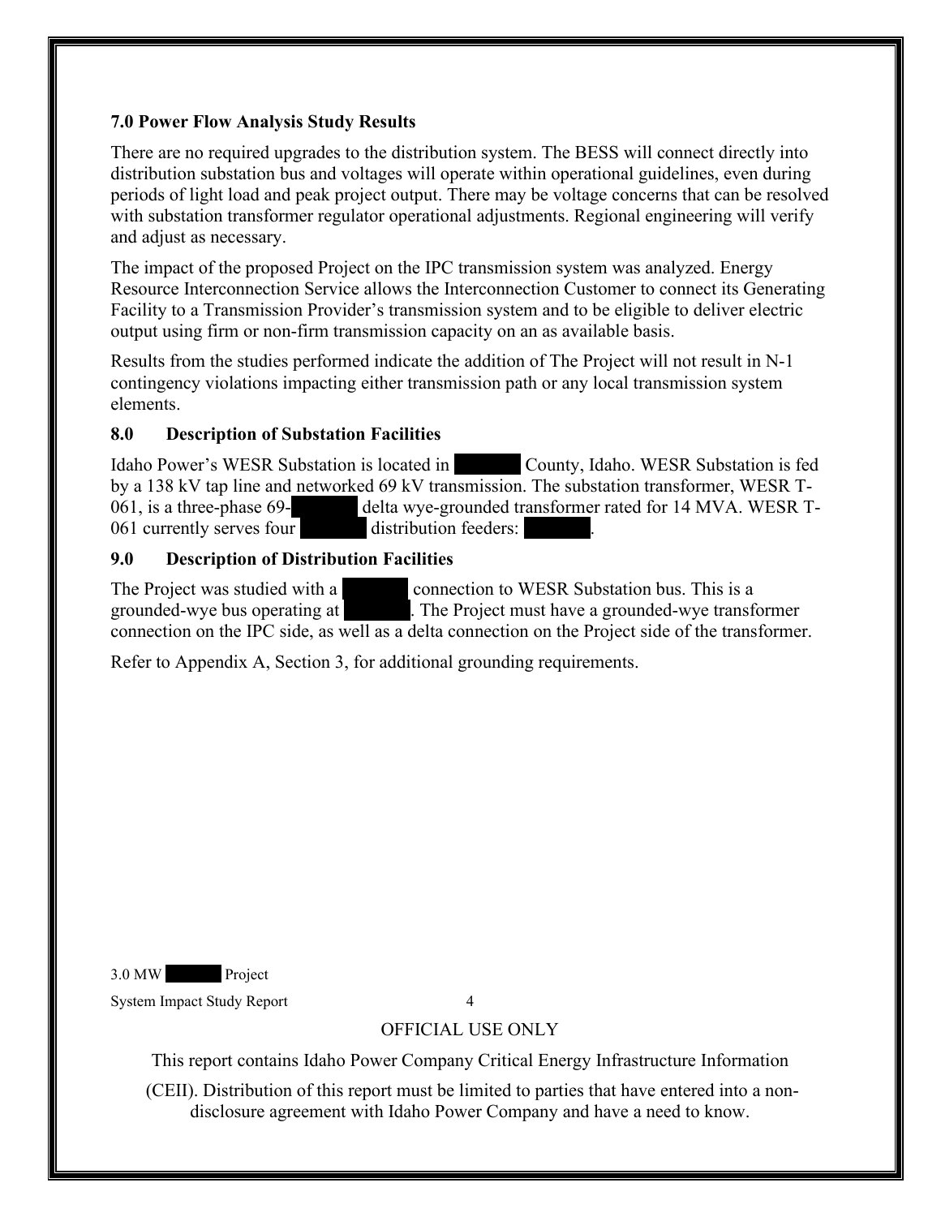## 7.0 Power Flow Analysis Study Results

There are no required upgrades to the distribution system. The BESS will connect directly into distribution substation bus and voltages will operate within operational guidelines, even during periods of light load and peak project output. There may be voltage concerns that can be resolved with substation transformer regulator operational adjustments. Regional engineering will verify and adjust as necessary.

The impact of the proposed Project on the IPC transmission system was analyzed. Energy Resource Interconnection Service allows the Interconnection Customer to connect its Generating Facility to a Transmission Provider's transmission system and to be eligible to deliver electric output using firm or non-firm transmission capacity on an as available basis.

Results from the studies performed indicate the addition of The Project will not result in N-1 contingency violations impacting either transmission path or any local transmission system elements.

## 8.0 Description of Substation Facilities

Idaho Power's WESR Substation is located in [REDACTED] County, Idaho. WESR Substation is fed by a 138 kV tap line and networked 69 kV transmission. The substation transformer, WESR T-061, is a three-phase 69-[REDACTED] delta wye-grounded transformer rated for 14 MVA. WESR T-061 currently serves four [REDACTED] distribution feeders: [REDACTED].

## 9.0 Description of Distribution Facilities

The Project was studied with a [REDACTED] connection to WESR Substation bus. This is a grounded-wye bus operating at [REDACTED]. The Project must have a grounded-wye transformer connection on the IPC side, as well as a delta connection on the Project side of the transformer.

Refer to Appendix A, Section 3, for additional grounding requirements.

OFFICIAL USE ONLY

This report contains Idaho Power Company Critical Energy Infrastructure Information (CEII). Distribution of this report must be limited to parties that have entered into a non-disclosure agreement with Idaho Power Company and have a need to know.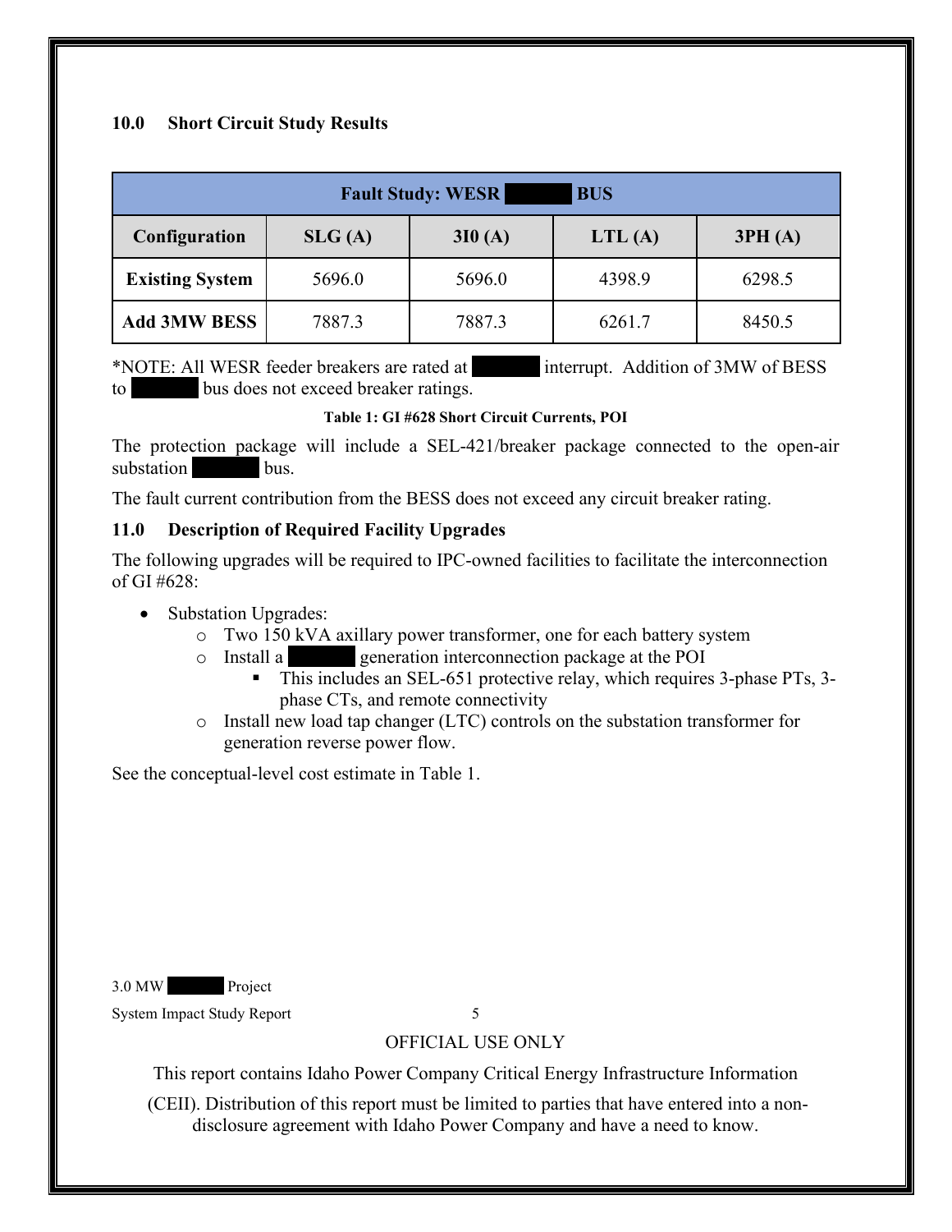## 10.0 Short Circuit Study Results

| Fault Study: WESR BUS | | | | |
|---|---|---|---|---|
| **Configuration** | **SLG (A)** | **3I0 (A)** | **LTL (A)** | **3PH (A)** |
| **Existing System** | 5696.0 | 5696.0 | 4398.9 | 6298.5 |
| **Add 3MW BESS** | 7887.3 | 7887.3 | 6261.7 | 8450.5 |

*NOTE: All WESR feeder breakers are rated at interrupt. Addition of 3MW of BESS to bus does not exceed breaker ratings.

**Table 1: GI #628 Short Circuit Currents, POI**

The protection package will include a SEL-421/breaker package connected to the open-air substation bus.

The fault current contribution from the BESS does not exceed any circuit breaker rating.

## 11.0 Description of Required Facility Upgrades

The following upgrades will be required to IPC-owned facilities to facilitate the interconnection of GI #628:

- Substation Upgrades:
  - Two 150 kVA axillary power transformer, one for each battery system
  - Install a generation interconnection package at the POI
    - This includes an SEL-651 protective relay, which requires 3-phase PTs, 3-phase CTs, and remote connectivity
  - Install new load tap changer (LTC) controls on the substation transformer for generation reverse power flow.

See the conceptual-level cost estimate in Table 1.

3.0 MW Project

System Impact Study Report

OFFICIAL USE ONLY

This report contains Idaho Power Company Critical Energy Infrastructure Information (CEII). Distribution of this report must be limited to parties that have entered into a non-disclosure agreement with Idaho Power Company and have a need to know.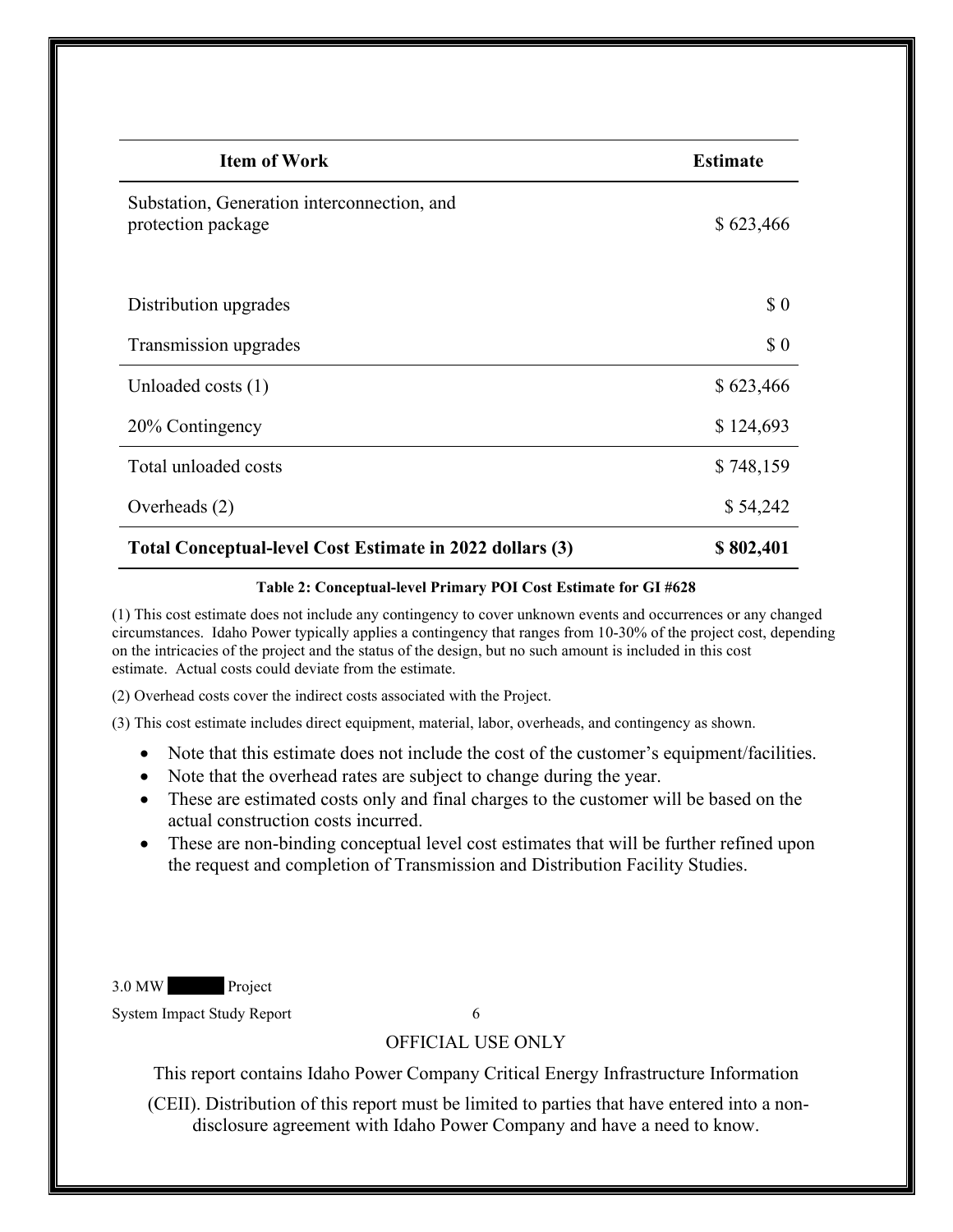| Item of Work | Estimate |
|---|---|
| Substation, Generation interconnection, and protection package | $ 623,466 |
| Distribution upgrades | $ 0 |
| Transmission upgrades | $ 0 |
| Unloaded costs (1) | $ 623,466 |
| 20% Contingency | $ 124,693 |
| Total unloaded costs | $ 748,159 |
| Overheads (2) | $ 54,242 |
| **Total Conceptual-level Cost Estimate in 2022 dollars (3)** | **$ 802,401** |

**Table 2: Conceptual-level Primary POI Cost Estimate for GI #628**

(1) This cost estimate does not include any contingency to cover unknown events and occurrences or any changed circumstances. Idaho Power typically applies a contingency that ranges from 10-30% of the project cost, depending on the intricacies of the project and the status of the design, but no such amount is included in this cost estimate. Actual costs could deviate from the estimate.

(2) Overhead costs cover the indirect costs associated with the Project.

(3) This cost estimate includes direct equipment, material, labor, overheads, and contingency as shown.

- Note that this estimate does not include the cost of the customer's equipment/facilities.
- Note that the overhead rates are subject to change during the year.
- These are estimated costs only and final charges to the customer will be based on the actual construction costs incurred.
- These are non-binding conceptual level cost estimates that will be further refined upon the request and completion of Transmission and Distribution Facility Studies.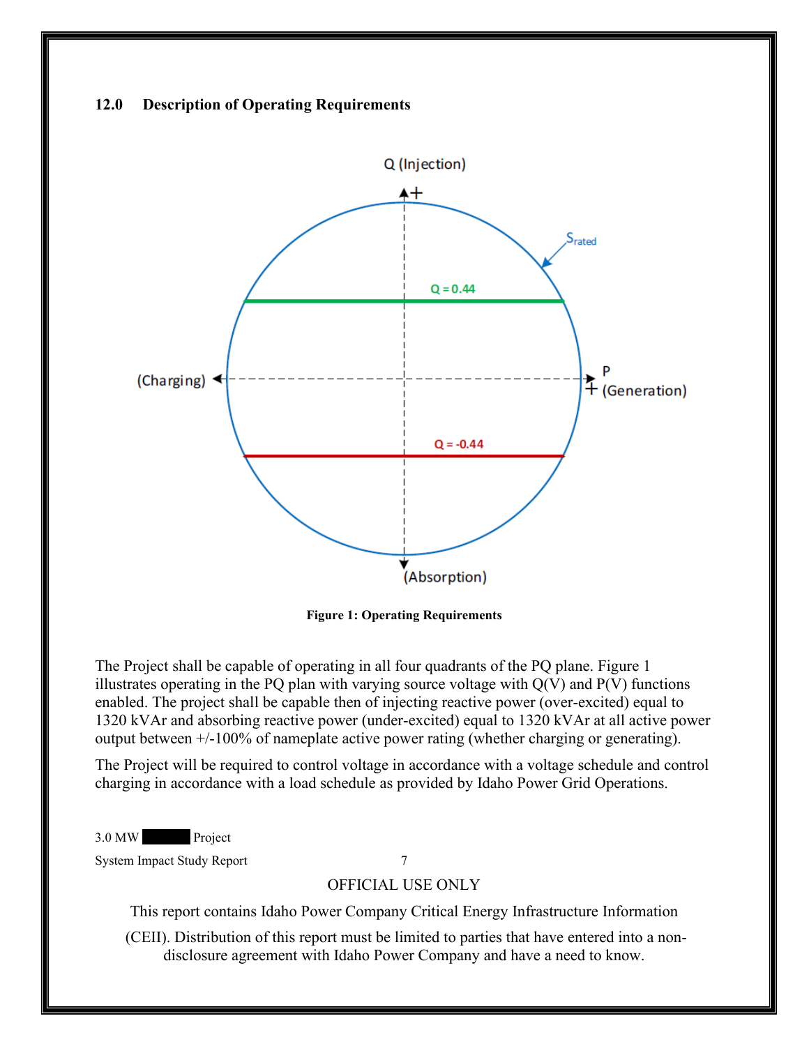## 12.0 Description of Operating Requirements

**Figure 1: Operating Requirements**

The Project shall be capable of operating in all four quadrants of the PQ plane. Figure 1 illustrates operating in the PQ plan with varying source voltage with Q(V) and P(V) functions enabled. The project shall be capable then of injecting reactive power (over-excited) equal to 1320 kVAr and absorbing reactive power (under-excited) equal to 1320 kVAr at all active power output between +/-100% of nameplate active power rating (whether charging or generating).

The Project will be required to control voltage in accordance with a voltage schedule and control charging in accordance with a load schedule as provided by Idaho Power Grid Operations.

OFFICIAL USE ONLY

This report contains Idaho Power Company Critical Energy Infrastructure Information (CEII). Distribution of this report must be limited to parties that have entered into a non-disclosure agreement with Idaho Power Company and have a need to know.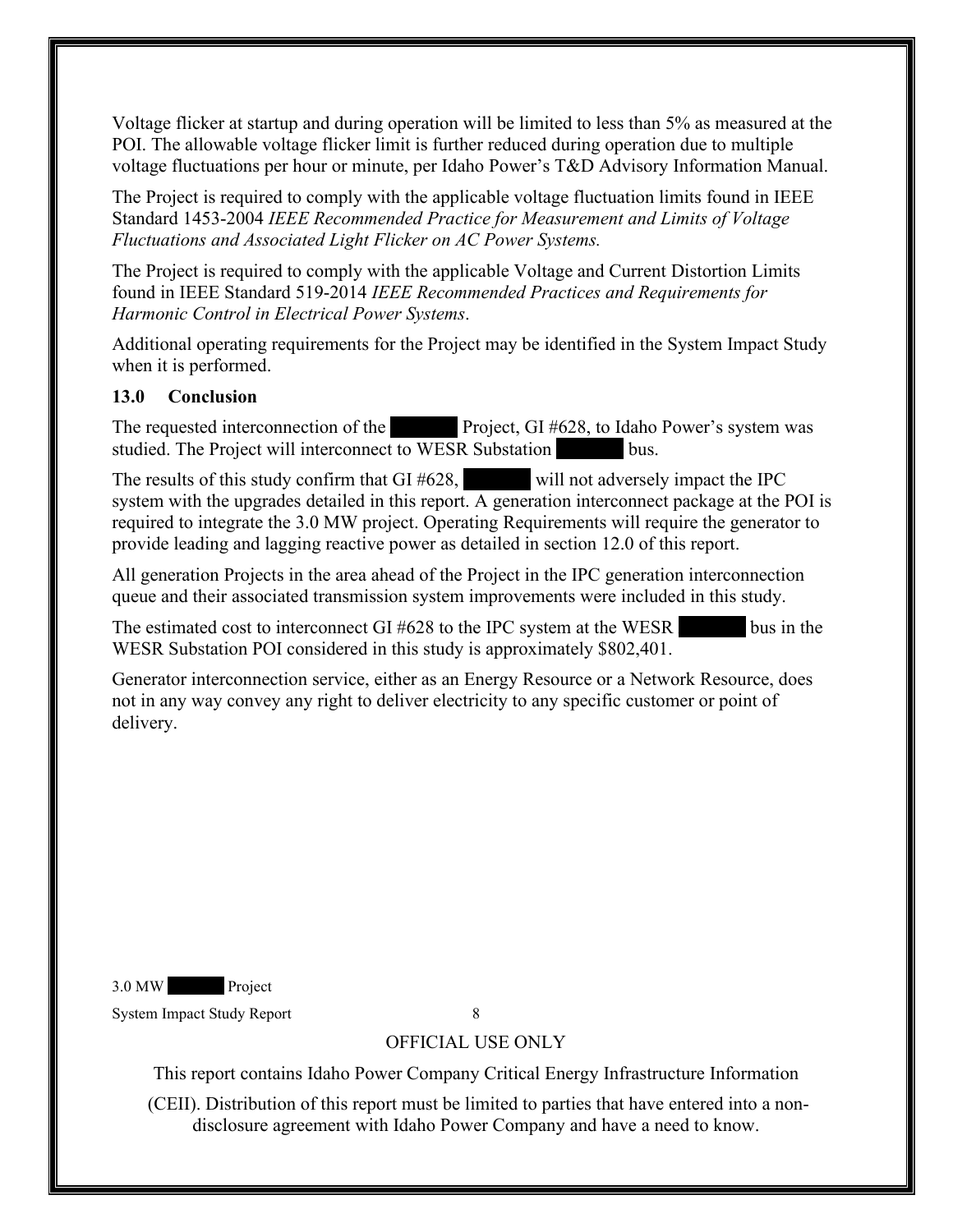Voltage flicker at startup and during operation will be limited to less than 5% as measured at the POI. The allowable voltage flicker limit is further reduced during operation due to multiple voltage fluctuations per hour or minute, per Idaho Power's T&D Advisory Information Manual.

The Project is required to comply with the applicable voltage fluctuation limits found in IEEE Standard 1453-2004 *IEEE Recommended Practice for Measurement and Limits of Voltage Fluctuations and Associated Light Flicker on AC Power Systems.*

The Project is required to comply with the applicable Voltage and Current Distortion Limits found in IEEE Standard 519-2014 *IEEE Recommended Practices and Requirements for Harmonic Control in Electrical Power Systems*.

Additional operating requirements for the Project may be identified in the System Impact Study when it is performed.

## 13.0 Conclusion

The requested interconnection of the [REDACTED] Project, GI #628, to Idaho Power's system was studied. The Project will interconnect to WESR Substation [REDACTED] bus.

The results of this study confirm that GI #628, [REDACTED] will not adversely impact the IPC system with the upgrades detailed in this report. A generation interconnect package at the POI is required to integrate the 3.0 MW project. Operating Requirements will require the generator to provide leading and lagging reactive power as detailed in section 12.0 of this report.

All generation Projects in the area ahead of the Project in the IPC generation interconnection queue and their associated transmission system improvements were included in this study.

The estimated cost to interconnect GI #628 to the IPC system at the WESR [REDACTED] bus in the WESR Substation POI considered in this study is approximately $802,401.

Generator interconnection service, either as an Energy Resource or a Network Resource, does not in any way convey any right to deliver electricity to any specific customer or point of delivery.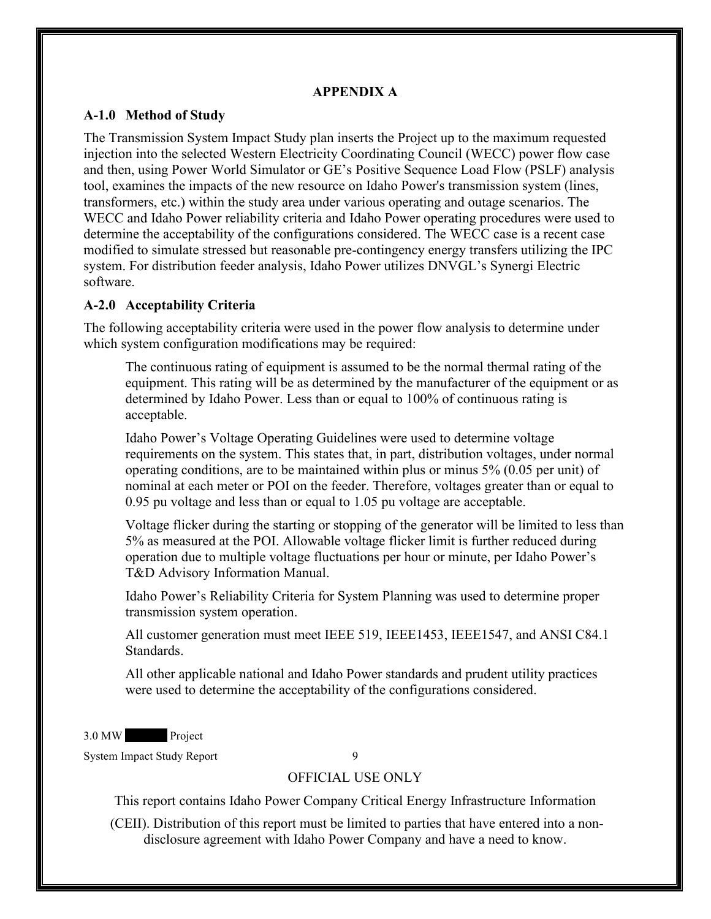## APPENDIX A

### A-1.0 Method of Study

The Transmission System Impact Study plan inserts the Project up to the maximum requested injection into the selected Western Electricity Coordinating Council (WECC) power flow case and then, using Power World Simulator or GE's Positive Sequence Load Flow (PSLF) analysis tool, examines the impacts of the new resource on Idaho Power's transmission system (lines, transformers, etc.) within the study area under various operating and outage scenarios. The WECC and Idaho Power reliability criteria and Idaho Power operating procedures were used to determine the acceptability of the configurations considered. The WECC case is a recent case modified to simulate stressed but reasonable pre-contingency energy transfers utilizing the IPC system. For distribution feeder analysis, Idaho Power utilizes DNVGL's Synergi Electric software.

### A-2.0 Acceptability Criteria

The following acceptability criteria were used in the power flow analysis to determine under which system configuration modifications may be required:

> The continuous rating of equipment is assumed to be the normal thermal rating of the equipment. This rating will be as determined by the manufacturer of the equipment or as determined by Idaho Power. Less than or equal to 100% of continuous rating is acceptable.
>
> Idaho Power's Voltage Operating Guidelines were used to determine voltage requirements on the system. This states that, in part, distribution voltages, under normal operating conditions, are to be maintained within plus or minus 5% (0.05 per unit) of nominal at each meter or POI on the feeder. Therefore, voltages greater than or equal to 0.95 pu voltage and less than or equal to 1.05 pu voltage are acceptable.
>
> Voltage flicker during the starting or stopping of the generator will be limited to less than 5% as measured at the POI. Allowable voltage flicker limit is further reduced during operation due to multiple voltage fluctuations per hour or minute, per Idaho Power's T&D Advisory Information Manual.
>
> Idaho Power's Reliability Criteria for System Planning was used to determine proper transmission system operation.
>
> All customer generation must meet IEEE 519, IEEE1453, IEEE1547, and ANSI C84.1 Standards.
>
> All other applicable national and Idaho Power standards and prudent utility practices were used to determine the acceptability of the configurations considered.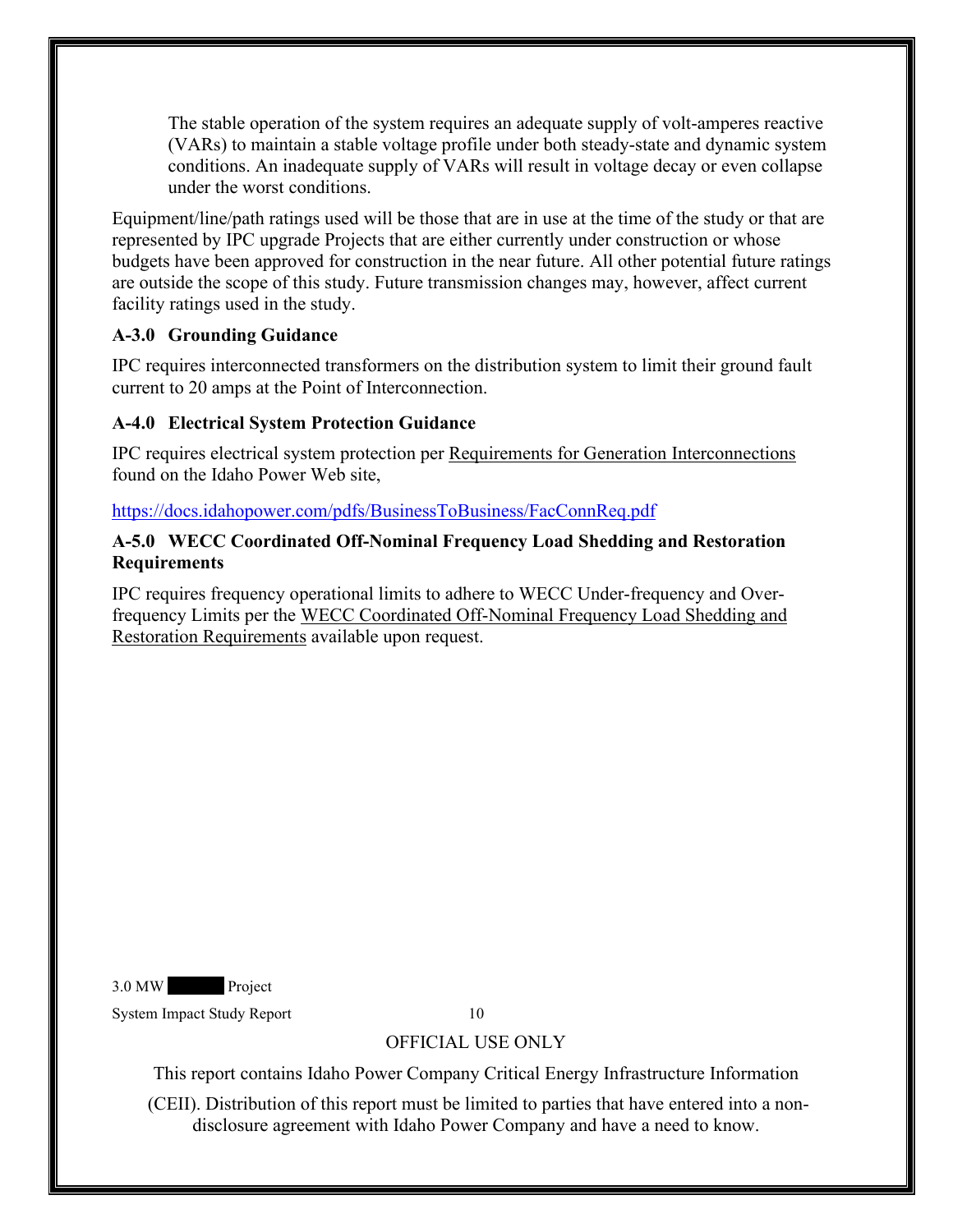The stable operation of the system requires an adequate supply of volt-amperes reactive (VARs) to maintain a stable voltage profile under both steady-state and dynamic system conditions. An inadequate supply of VARs will result in voltage decay or even collapse under the worst conditions.

Equipment/line/path ratings used will be those that are in use at the time of the study or that are represented by IPC upgrade Projects that are either currently under construction or whose budgets have been approved for construction in the near future. All other potential future ratings are outside the scope of this study. Future transmission changes may, however, affect current facility ratings used in the study.

### A-3.0 Grounding Guidance

IPC requires interconnected transformers on the distribution system to limit their ground fault current to 20 amps at the Point of Interconnection.

### A-4.0 Electrical System Protection Guidance

IPC requires electrical system protection per Requirements for Generation Interconnections found on the Idaho Power Web site,

https://docs.idahopower.com/pdfs/BusinessToBusiness/FacConnReq.pdf

### A-5.0 WECC Coordinated Off-Nominal Frequency Load Shedding and Restoration Requirements

IPC requires frequency operational limits to adhere to WECC Under-frequency and Over-frequency Limits per the WECC Coordinated Off-Nominal Frequency Load Shedding and Restoration Requirements available upon request.

OFFICIAL USE ONLY

This report contains Idaho Power Company Critical Energy Infrastructure Information (CEII). Distribution of this report must be limited to parties that have entered into a non-disclosure agreement with Idaho Power Company and have a need to know.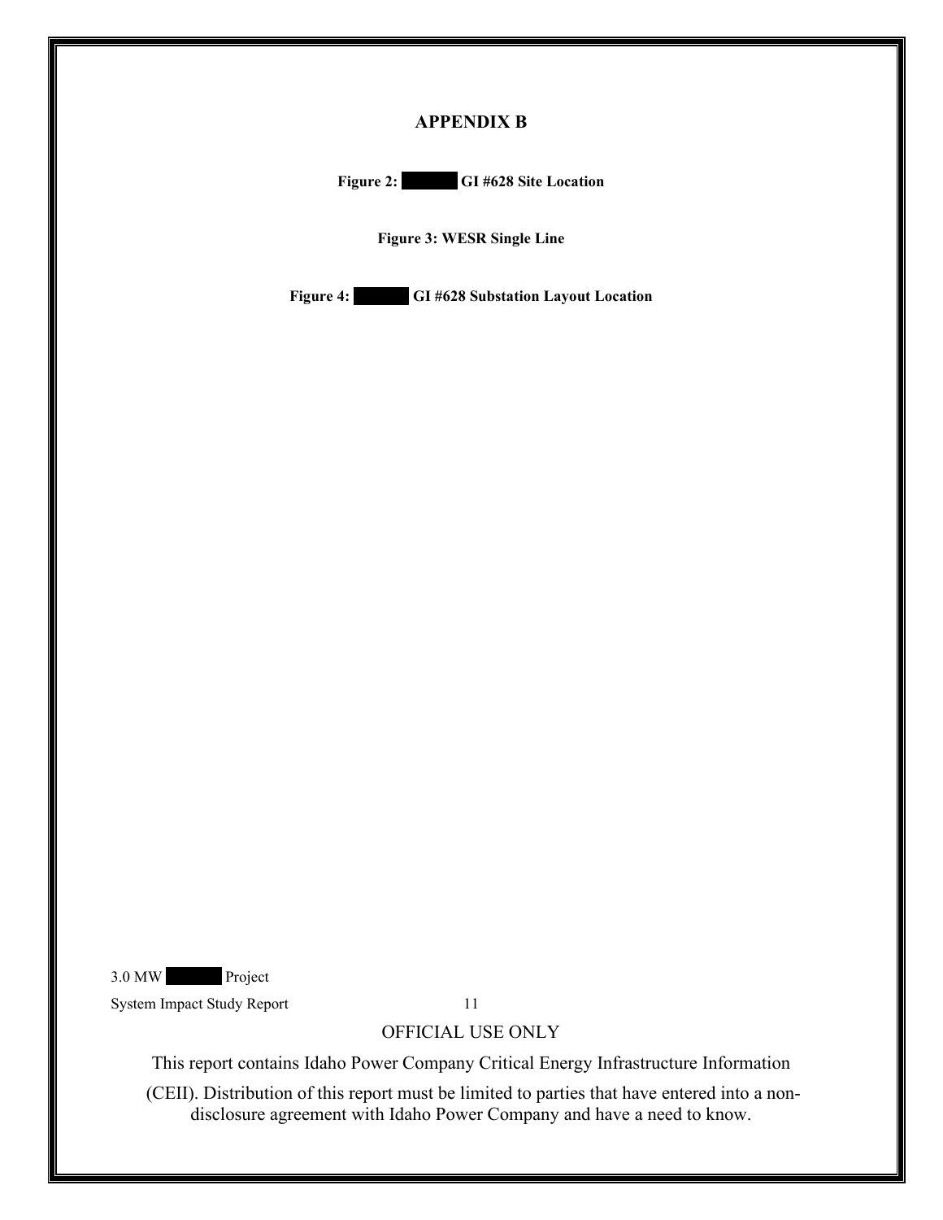## APPENDIX B

**Figure 2: GI #628 Site Location**

**Figure 3: WESR Single Line**

**Figure 4: GI #628 Substation Layout Location**

OFFICIAL USE ONLY

This report contains Idaho Power Company Critical Energy Infrastructure Information (CEII). Distribution of this report must be limited to parties that have entered into a non-disclosure agreement with Idaho Power Company and have a need to know.